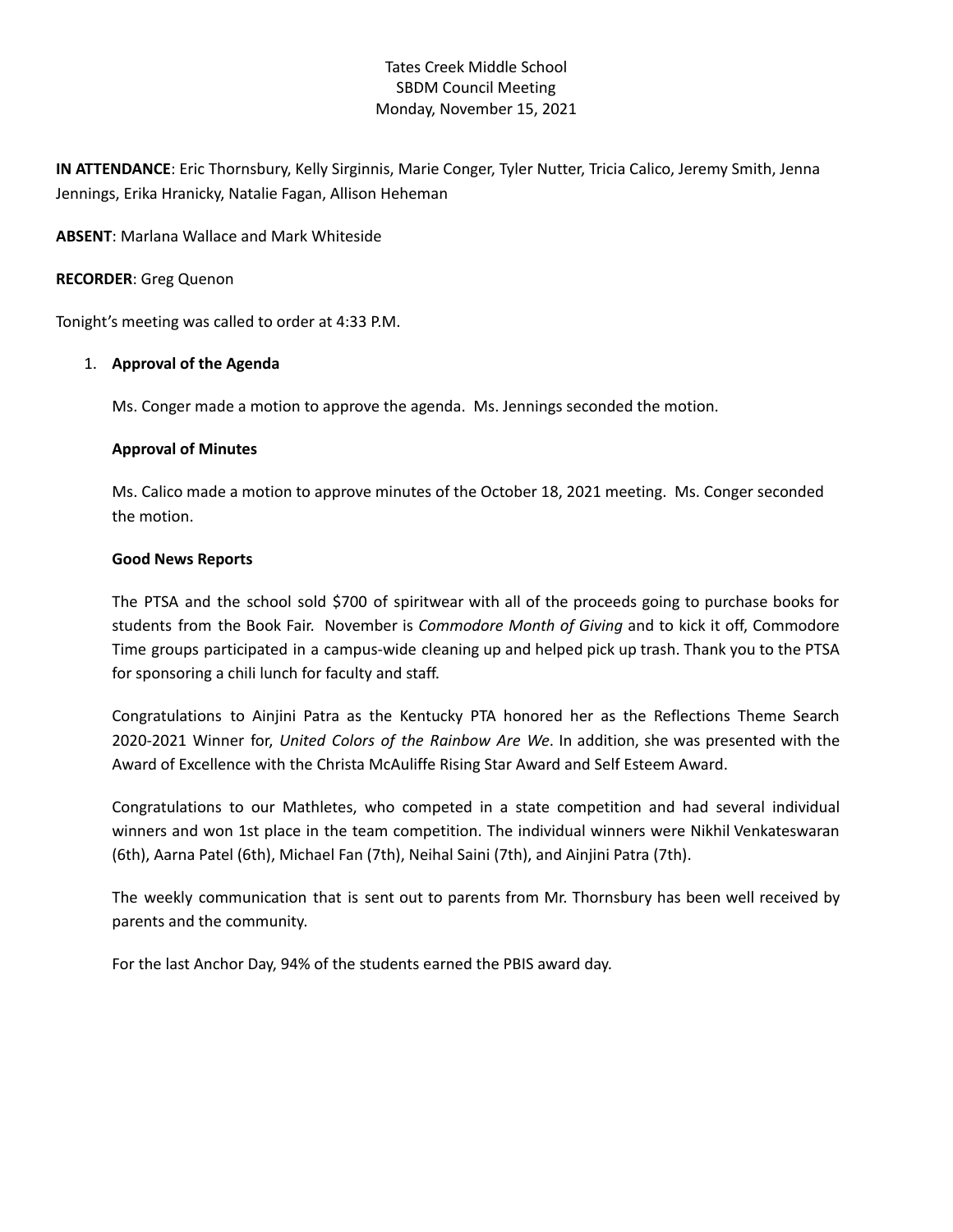Tates Creek Middle School
SBDM Council Meeting
Monday, November 15, 2021

**IN ATTENDANCE**: Eric Thornsbury, Kelly Sirginnis, Marie Conger, Tyler Nutter, Tricia Calico, Jeremy Smith, Jenna Jennings, Erika Hranicky, Natalie Fagan, Allison Heheman

**ABSENT**: Marlana Wallace and Mark Whiteside

**RECORDER**: Greg Quenon

Tonight's meeting was called to order at 4:33 P.M.

1. **Approval of the Agenda**

   Ms. Conger made a motion to approve the agenda. Ms. Jennings seconded the motion.

   **Approval of Minutes**

   Ms. Calico made a motion to approve minutes of the October 18, 2021 meeting. Ms. Conger seconded the motion.

   **Good News Reports**

   The PTSA and the school sold $700 of spiritwear with all of the proceeds going to purchase books for students from the Book Fair. November is *Commodore Month of Giving* and to kick it off, Commodore Time groups participated in a campus-wide cleaning up and helped pick up trash. Thank you to the PTSA for sponsoring a chili lunch for faculty and staff.

   Congratulations to Ainjini Patra as the Kentucky PTA honored her as the Reflections Theme Search 2020-2021 Winner for, *United Colors of the Rainbow Are We*. In addition, she was presented with the Award of Excellence with the Christa McAuliffe Rising Star Award and Self Esteem Award.

   Congratulations to our Mathletes, who competed in a state competition and had several individual winners and won 1st place in the team competition. The individual winners were Nikhil Venkateswaran (6th), Aarna Patel (6th), Michael Fan (7th), Neihal Saini (7th), and Ainjini Patra (7th).

   The weekly communication that is sent out to parents from Mr. Thornsbury has been well received by parents and the community.

   For the last Anchor Day, 94% of the students earned the PBIS award day.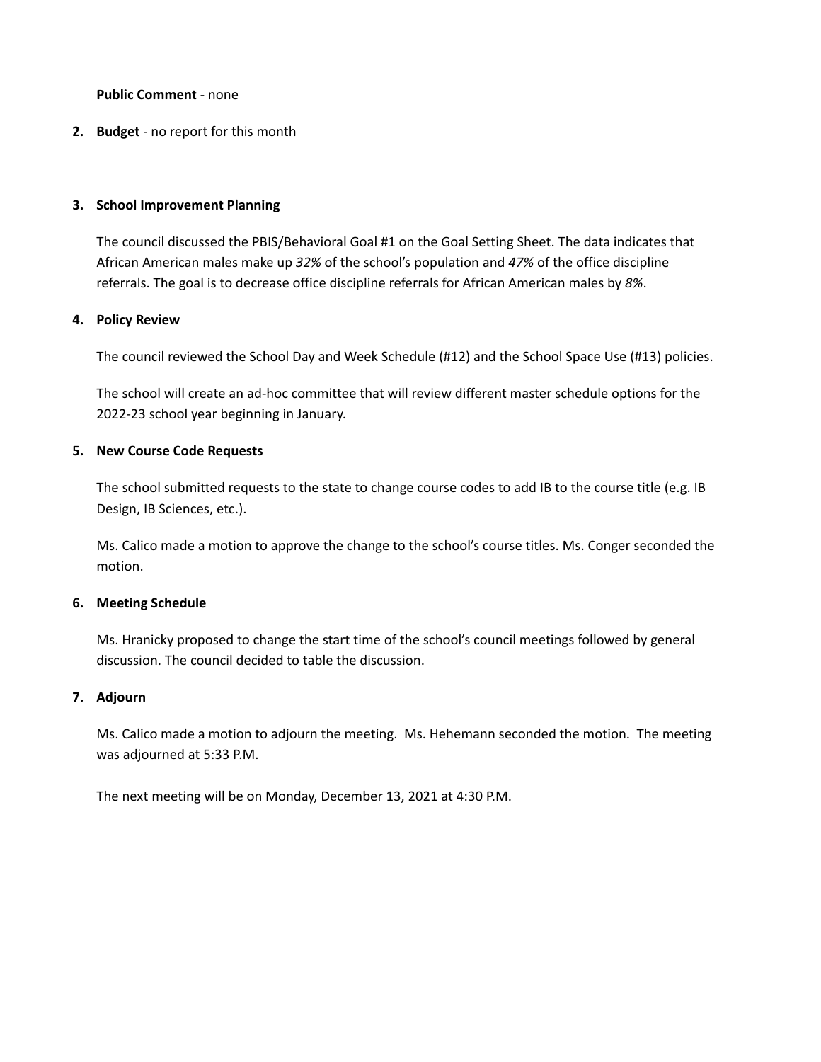**Public Comment** - none

2. **Budget** - no report for this month

3. **School Improvement Planning**

   The council discussed the PBIS/Behavioral Goal #1 on the Goal Setting Sheet. The data indicates that African American males make up *32%* of the school's population and *47%* of the office discipline referrals. The goal is to decrease office discipline referrals for African American males by *8%*.

4. **Policy Review**

   The council reviewed the School Day and Week Schedule (#12) and the School Space Use (#13) policies.

   The school will create an ad-hoc committee that will review different master schedule options for the 2022-23 school year beginning in January.

5. **New Course Code Requests**

   The school submitted requests to the state to change course codes to add IB to the course title (e.g. IB Design, IB Sciences, etc.).

   Ms. Calico made a motion to approve the change to the school's course titles. Ms. Conger seconded the motion.

6. **Meeting Schedule**

   Ms. Hranicky proposed to change the start time of the school's council meetings followed by general discussion. The council decided to table the discussion.

7. **Adjourn**

   Ms. Calico made a motion to adjourn the meeting. Ms. Hehemann seconded the motion. The meeting was adjourned at 5:33 P.M.

   The next meeting will be on Monday, December 13, 2021 at 4:30 P.M.